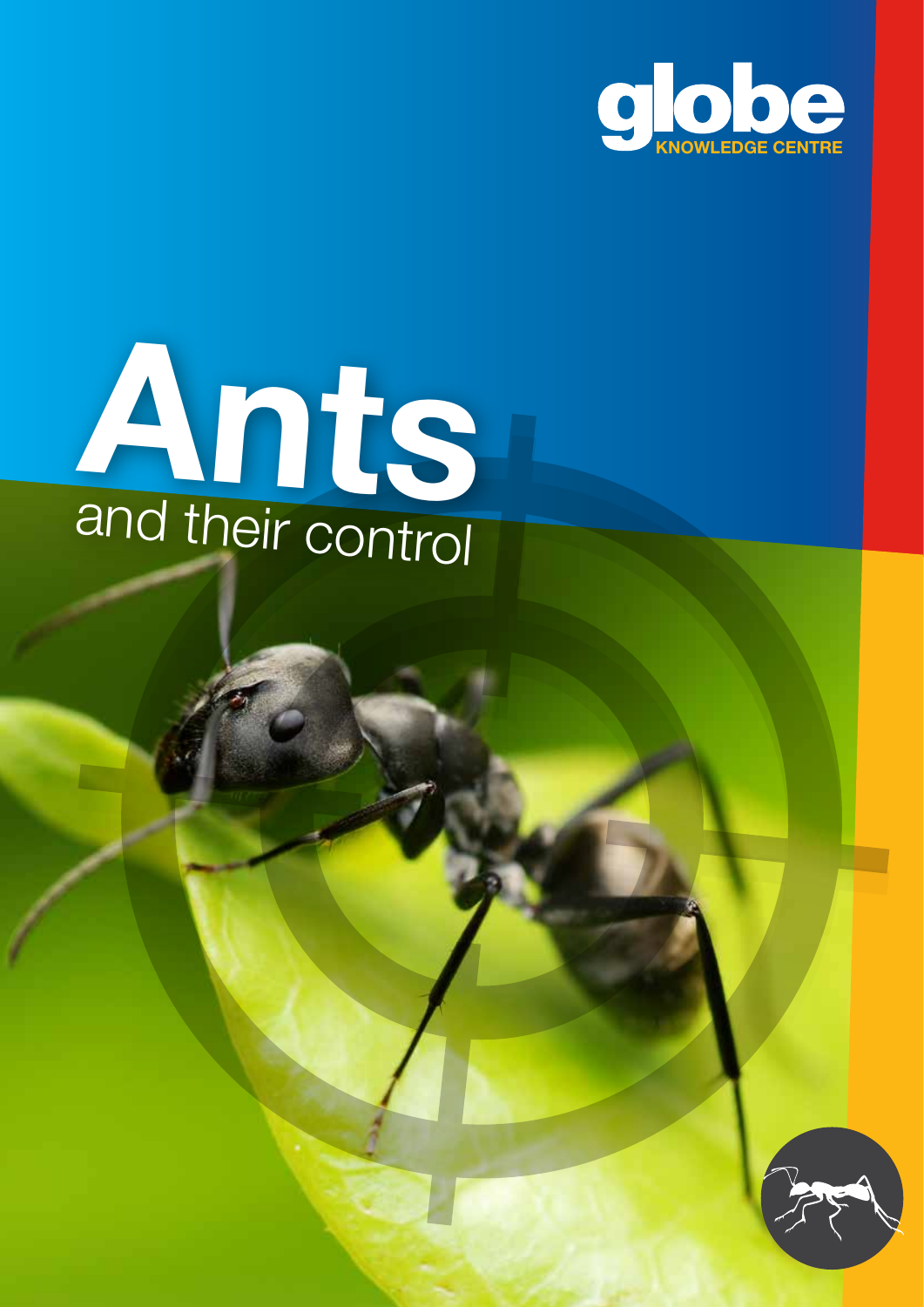globe
KNOWLEDGE CENTRE

# Ants

## *and their control*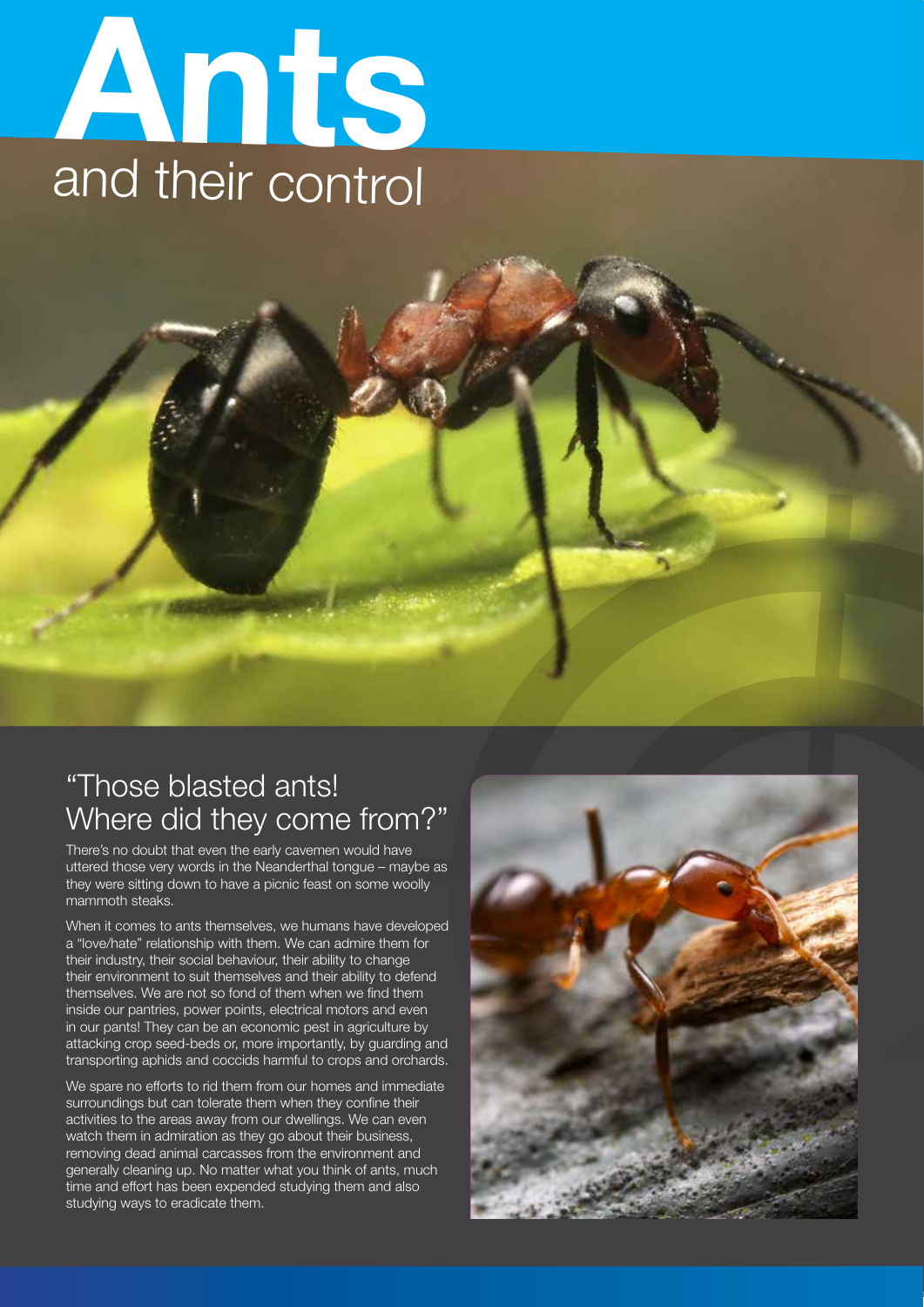# Ants

## and their control

## "Those blasted ants! Where did they come from?"

There's no doubt that even the early cavemen would have uttered those very words in the Neanderthal tongue – maybe as they were sitting down to have a picnic feast on some woolly mammoth steaks.

When it comes to ants themselves, we humans have developed a "love/hate" relationship with them. We can admire them for their industry, their social behaviour, their ability to change their environment to suit themselves and their ability to defend themselves. We are not so fond of them when we find them inside our pantries, power points, electrical motors and even in our pants! They can be an economic pest in agriculture by attacking crop seed-beds or, more importantly, by guarding and transporting aphids and coccids harmful to crops and orchards.

We spare no efforts to rid them from our homes and immediate surroundings but can tolerate them when they confine their activities to the areas away from our dwellings. We can even watch them in admiration as they go about their business, removing dead animal carcasses from the environment and generally cleaning up. No matter what you think of ants, much time and effort has been expended studying them and also studying ways to eradicate them.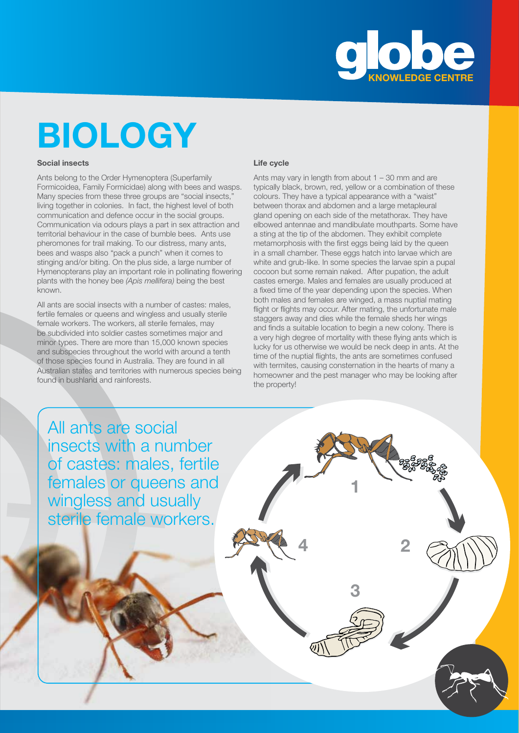# BIOLOGY

### Social insects

Ants belong to the Order Hymenoptera (Superfamily Formicoidea, Family Formicidae) along with bees and wasps. Many species from these three groups are "social insects," living together in colonies. In fact, the highest level of both communication and defence occur in the social groups. Communication via odours plays a part in sex attraction and territorial behaviour in the case of bumble bees. Ants use pheromones for trail making. To our distress, many ants, bees and wasps also "pack a punch" when it comes to stinging and/or biting. On the plus side, a large number of Hymenopterans play an important role in pollinating flowering plants with the honey bee *(Apis mellifera)* being the best known.

All ants are social insects with a number of castes: males, fertile females or queens and wingless and usually sterile female workers. The workers, all sterile females, may be subdivided into soldier castes sometimes major and minor types. There are more than 15,000 known species and subspecies throughout the world with around a tenth of those species found in Australia. They are found in all Australian states and territories with numerous species being found in bushland and rainforests.

### Life cycle

Ants may vary in length from about 1 – 30 mm and are typically black, brown, red, yellow or a combination of these colours. They have a typical appearance with a "waist" between thorax and abdomen and a large metapleural gland opening on each side of the metathorax. They have elbowed antennae and mandibulate mouthparts. Some have a sting at the tip of the abdomen. They exhibit complete metamorphosis with the first eggs being laid by the queen in a small chamber. These eggs hatch into larvae which are white and grub-like. In some species the larvae spin a pupal cocoon but some remain naked. After pupation, the adult castes emerge. Males and females are usually produced at a fixed time of the year depending upon the species. When both males and females are winged, a mass nuptial mating flight or flights may occur. After mating, the unfortunate male staggers away and dies while the female sheds her wings and finds a suitable location to begin a new colony. There is a very high degree of mortality with these flying ants which is lucky for us otherwise we would be neck deep in ants. At the time of the nuptial flights, the ants are sometimes confused with termites, causing consternation in the hearts of many a homeowner and the pest manager who may be looking after the property!

All ants are social insects with a number of castes: males, fertile females or queens and wingless and usually sterile female workers.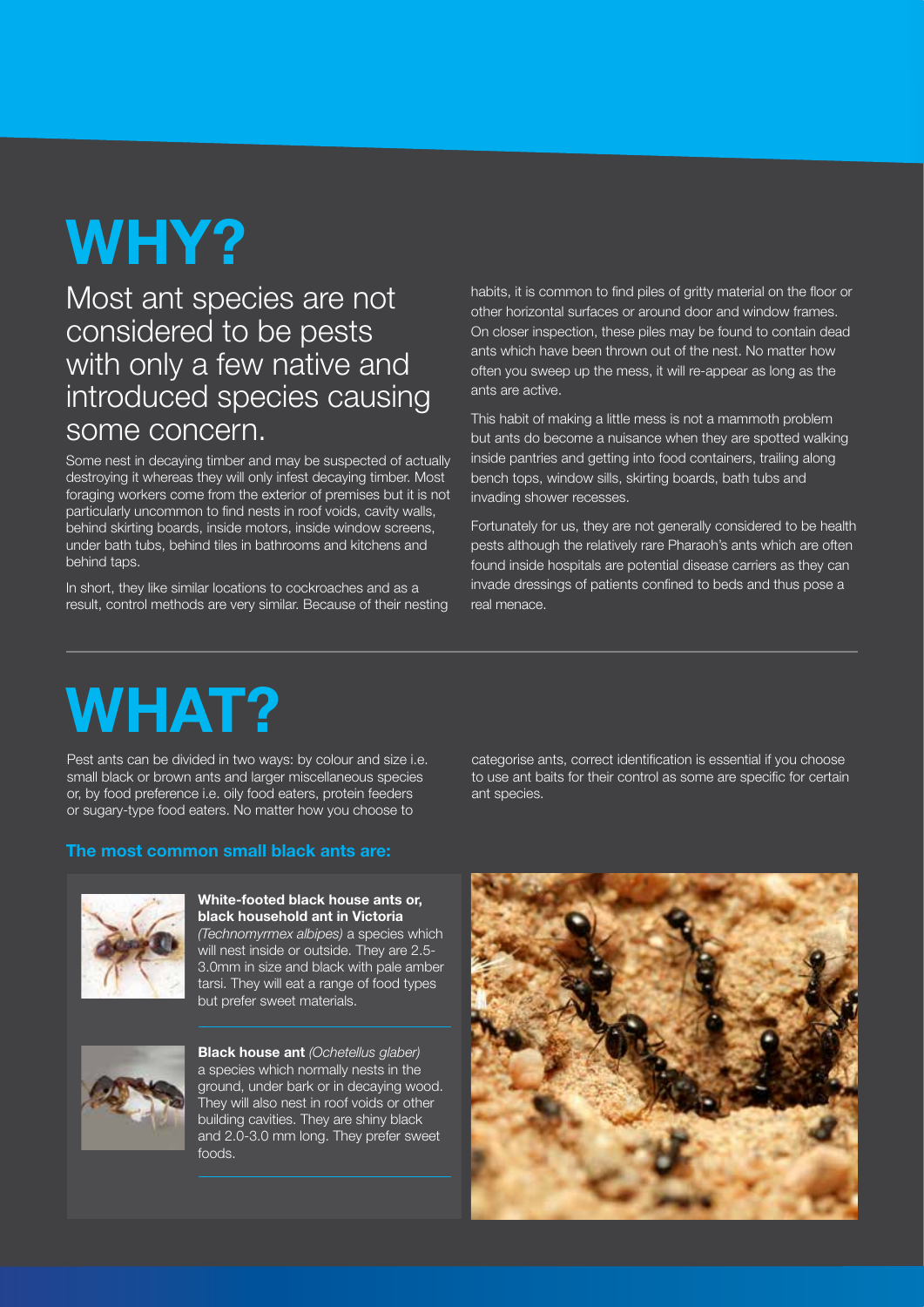# WHY?

## Most ant species are not considered to be pests with only a few native and introduced species causing some concern.

Some nest in decaying timber and may be suspected of actually destroying it whereas they will only infest decaying timber. Most foraging workers come from the exterior of premises but it is not particularly uncommon to find nests in roof voids, cavity walls, behind skirting boards, inside motors, inside window screens, under bath tubs, behind tiles in bathrooms and kitchens and behind taps.

In short, they like similar locations to cockroaches and as a result, control methods are very similar. Because of their nesting habits, it is common to find piles of gritty material on the floor or other horizontal surfaces or around door and window frames. On closer inspection, these piles may be found to contain dead ants which have been thrown out of the nest. No matter how often you sweep up the mess, it will re-appear as long as the ants are active.

This habit of making a little mess is not a mammoth problem but ants do become a nuisance when they are spotted walking inside pantries and getting into food containers, trailing along bench tops, window sills, skirting boards, bath tubs and invading shower recesses.

Fortunately for us, they are not generally considered to be health pests although the relatively rare Pharaoh's ants which are often found inside hospitals are potential disease carriers as they can invade dressings of patients confined to beds and thus pose a real menace.

# WHAT?

Pest ants can be divided in two ways: by colour and size i.e. small black or brown ants and larger miscellaneous species or, by food preference i.e. oily food eaters, protein feeders or sugary-type food eaters. No matter how you choose to categorise ants, correct identification is essential if you choose to use ant baits for their control as some are specific for certain ant species.

### The most common small black ants are:

**White-footed black house ants or, black household ant in Victoria** *(Technomyrmex albipes)* a species which will nest inside or outside. They are 2.5-3.0mm in size and black with pale amber tarsi. They will eat a range of food types but prefer sweet materials.

**Black house ant** *(Ochetellus glaber)* a species which normally nests in the ground, under bark or in decaying wood. They will also nest in roof voids or other building cavities. They are shiny black and 2.0-3.0 mm long. They prefer sweet foods.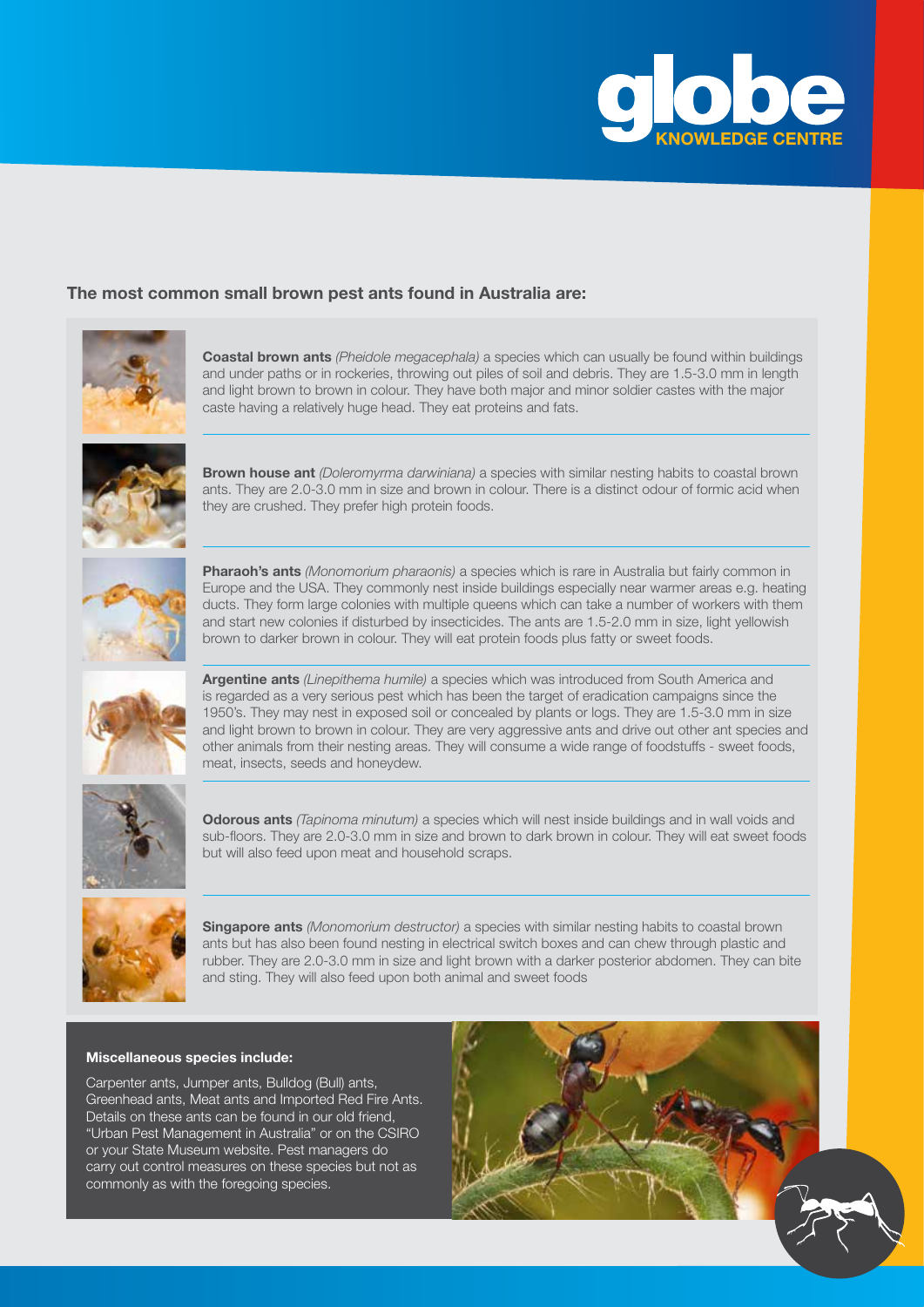## The most common small brown pest ants found in Australia are:

**Coastal brown ants** *(Pheidole megacephala)* a species which can usually be found within buildings and under paths or in rockeries, throwing out piles of soil and debris. They are 1.5-3.0 mm in length and light brown to brown in colour. They have both major and minor soldier castes with the major caste having a relatively huge head. They eat proteins and fats.

**Brown house ant** *(Doleromyrma darwiniana)* a species with similar nesting habits to coastal brown ants. They are 2.0-3.0 mm in size and brown in colour. There is a distinct odour of formic acid when they are crushed. They prefer high protein foods.

**Pharaoh's ants** *(Monomorium pharaonis)* a species which is rare in Australia but fairly common in Europe and the USA. They commonly nest inside buildings especially near warmer areas e.g. heating ducts. They form large colonies with multiple queens which can take a number of workers with them and start new colonies if disturbed by insecticides. The ants are 1.5-2.0 mm in size, light yellowish brown to darker brown in colour. They will eat protein foods plus fatty or sweet foods.

**Argentine ants** *(Linepithema humile)* a species which was introduced from South America and is regarded as a very serious pest which has been the target of eradication campaigns since the 1950's. They may nest in exposed soil or concealed by plants or logs. They are 1.5-3.0 mm in size and light brown to brown in colour. They are very aggressive ants and drive out other ant species and other animals from their nesting areas. They will consume a wide range of foodstuffs - sweet foods, meat, insects, seeds and honeydew.

**Odorous ants** *(Tapinoma minutum)* a species which will nest inside buildings and in wall voids and sub-floors. They are 2.0-3.0 mm in size and brown to dark brown in colour. They will eat sweet foods but will also feed upon meat and household scraps.

**Singapore ants** *(Monomorium destructor)* a species with similar nesting habits to coastal brown ants but has also been found nesting in electrical switch boxes and can chew through plastic and rubber. They are 2.0-3.0 mm in size and light brown with a darker posterior abdomen. They can bite and sting. They will also feed upon both animal and sweet foods

**Miscellaneous species include:**

Carpenter ants, Jumper ants, Bulldog (Bull) ants, Greenhead ants, Meat ants and Imported Red Fire Ants. Details on these ants can be found in our old friend, "Urban Pest Management in Australia" or on the CSIRO or your State Museum website. Pest managers do carry out control measures on these species but not as commonly as with the foregoing species.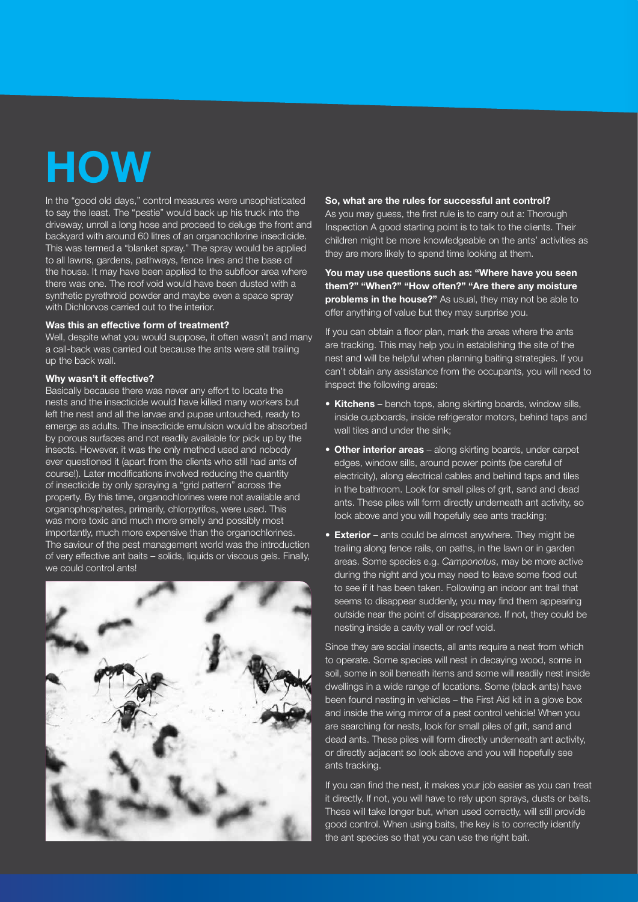# HOW

In the "good old days," control measures were unsophisticated to say the least. The "pestie" would back up his truck into the driveway, unroll a long hose and proceed to deluge the front and backyard with around 60 litres of an organochlorine insecticide. This was termed a "blanket spray." The spray would be applied to all lawns, gardens, pathways, fence lines and the base of the house. It may have been applied to the subfloor area where there was one. The roof void would have been dusted with a synthetic pyrethroid powder and maybe even a space spray with Dichlorvos carried out to the interior.

**Was this an effective form of treatment?**

Well, despite what you would suppose, it often wasn't and many a call-back was carried out because the ants were still trailing up the back wall.

**Why wasn't it effective?**

Basically because there was never any effort to locate the nests and the insecticide would have killed many workers but left the nest and all the larvae and pupae untouched, ready to emerge as adults. The insecticide emulsion would be absorbed by porous surfaces and not readily available for pick up by the insects. However, it was the only method used and nobody ever questioned it (apart from the clients who still had ants of course!). Later modifications involved reducing the quantity of insecticide by only spraying a "grid pattern" across the property. By this time, organochlorines were not available and organophosphates, primarily, chlorpyrifos, were used. This was more toxic and much more smelly and possibly most importantly, much more expensive than the organochlorines. The saviour of the pest management world was the introduction of very effective ant baits – solids, liquids or viscous gels. Finally, we could control ants!

**So, what are the rules for successful ant control?**

As you may guess, the first rule is to carry out a: Thorough Inspection A good starting point is to talk to the clients. Their children might be more knowledgeable on the ants' activities as they are more likely to spend time looking at them.

**You may use questions such as: "Where have you seen them?" "When?" "How often?" "Are there any moisture problems in the house?"** As usual, they may not be able to offer anything of value but they may surprise you.

If you can obtain a floor plan, mark the areas where the ants are tracking. This may help you in establishing the site of the nest and will be helpful when planning baiting strategies. If you can't obtain any assistance from the occupants, you will need to inspect the following areas:

- **Kitchens** – bench tops, along skirting boards, window sills, inside cupboards, inside refrigerator motors, behind taps and wall tiles and under the sink;
- **Other interior areas** – along skirting boards, under carpet edges, window sills, around power points (be careful of electricity), along electrical cables and behind taps and tiles in the bathroom. Look for small piles of grit, sand and dead ants. These piles will form directly underneath ant activity, so look above and you will hopefully see ants tracking;
- **Exterior** – ants could be almost anywhere. They might be trailing along fence rails, on paths, in the lawn or in garden areas. Some species e.g. *Camponotus*, may be more active during the night and you may need to leave some food out to see if it has been taken. Following an indoor ant trail that seems to disappear suddenly, you may find them appearing outside near the point of disappearance. If not, they could be nesting inside a cavity wall or roof void.

Since they are social insects, all ants require a nest from which to operate. Some species will nest in decaying wood, some in soil, some in soil beneath items and some will readily nest inside dwellings in a wide range of locations. Some (black ants) have been found nesting in vehicles – the First Aid kit in a glove box and inside the wing mirror of a pest control vehicle! When you are searching for nests, look for small piles of grit, sand and dead ants. These piles will form directly underneath ant activity, or directly adjacent so look above and you will hopefully see ants tracking.

If you can find the nest, it makes your job easier as you can treat it directly. If not, you will have to rely upon sprays, dusts or baits. These will take longer but, when used correctly, will still provide good control. When using baits, the key is to correctly identify the ant species so that you can use the right bait.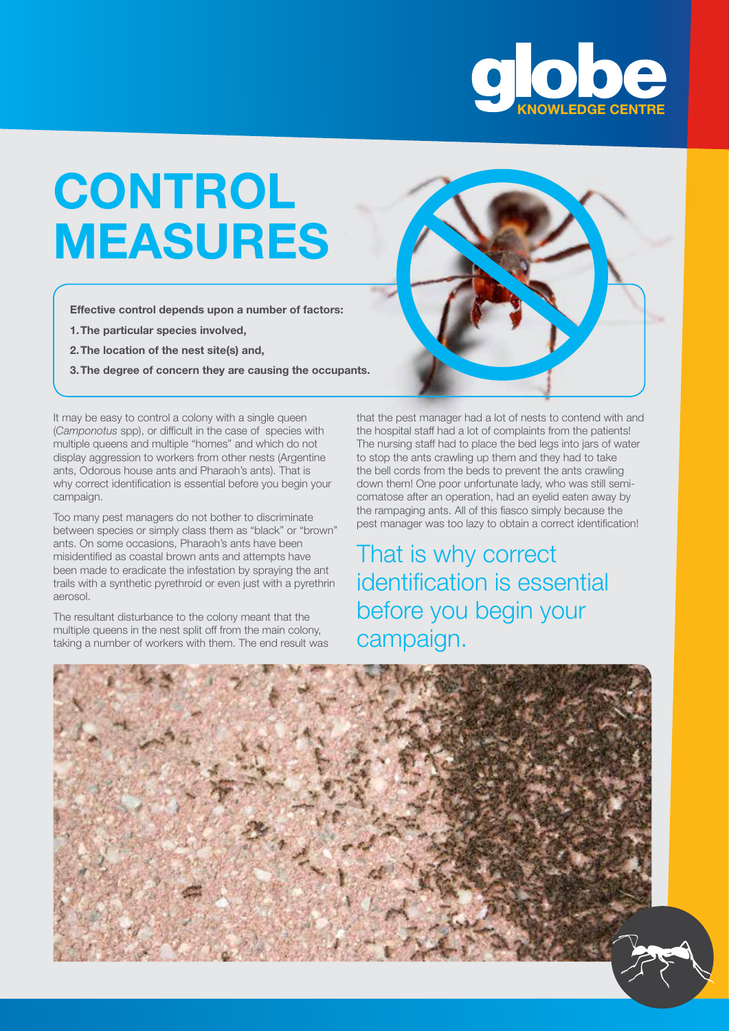# CONTROL MEASURES

**Effective control depends upon a number of factors:**

1. **The particular species involved,**
2. **The location of the nest site(s) and,**
3. **The degree of concern they are causing the occupants.**

It may be easy to control a colony with a single queen (*Camponotus* spp), or difficult in the case of species with multiple queens and multiple "homes" and which do not display aggression to workers from other nests (Argentine ants, Odorous house ants and Pharaoh's ants). That is why correct identification is essential before you begin your campaign.

Too many pest managers do not bother to discriminate between species or simply class them as "black" or "brown" ants. On some occasions, Pharaoh's ants have been misidentified as coastal brown ants and attempts have been made to eradicate the infestation by spraying the ant trails with a synthetic pyrethroid or even just with a pyrethrin aerosol.

The resultant disturbance to the colony meant that the multiple queens in the nest split off from the main colony, taking a number of workers with them. The end result was that the pest manager had a lot of nests to contend with and the hospital staff had a lot of complaints from the patients! The nursing staff had to place the bed legs into jars of water to stop the ants crawling up them and they had to take the bell cords from the beds to prevent the ants crawling down them! One poor unfortunate lady, who was still semi-comatose after an operation, had an eyelid eaten away by the rampaging ants. All of this fiasco simply because the pest manager was too lazy to obtain a correct identification!

## That is why correct identification is essential before you begin your campaign.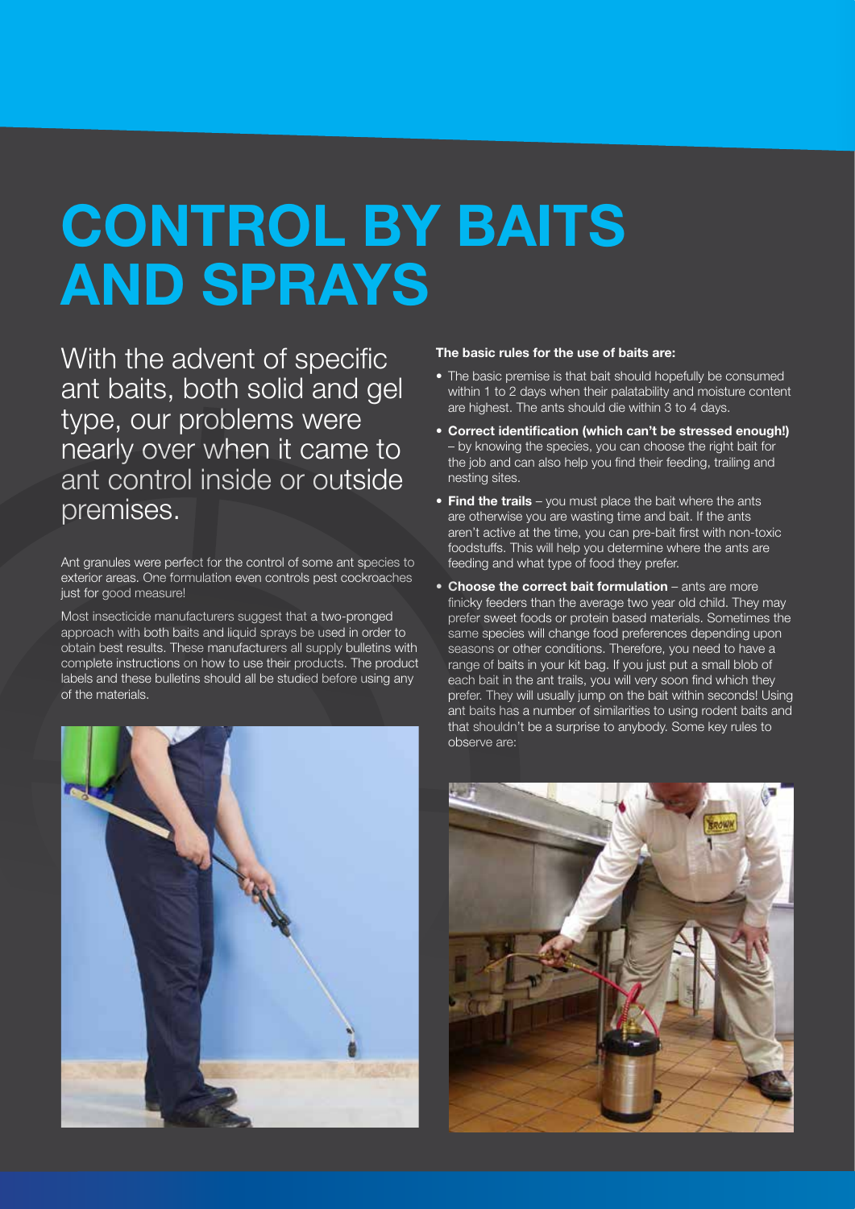# CONTROL BY BAITS AND SPRAYS

With the advent of specific ant baits, both solid and gel type, our problems were nearly over when it came to ant control inside or outside premises.

Ant granules were perfect for the control of some ant species to exterior areas. One formulation even controls pest cockroaches just for good measure!

Most insecticide manufacturers suggest that a two-pronged approach with both baits and liquid sprays be used in order to obtain best results. These manufacturers all supply bulletins with complete instructions on how to use their products. The product labels and these bulletins should all be studied before using any of the materials.

**The basic rules for the use of baits are:**

- The basic premise is that bait should hopefully be consumed within 1 to 2 days when their palatability and moisture content are highest. The ants should die within 3 to 4 days.
- **Correct identification (which can't be stressed enough!)** – by knowing the species, you can choose the right bait for the job and can also help you find their feeding, trailing and nesting sites.
- **Find the trails** – you must place the bait where the ants are otherwise you are wasting time and bait. If the ants aren't active at the time, you can pre-bait first with non-toxic foodstuffs. This will help you determine where the ants are feeding and what type of food they prefer.
- **Choose the correct bait formulation** – ants are more finicky feeders than the average two year old child. They may prefer sweet foods or protein based materials. Sometimes the same species will change food preferences depending upon seasons or other conditions. Therefore, you need to have a range of baits in your kit bag. If you just put a small blob of each bait in the ant trails, you will very soon find which they prefer. They will usually jump on the bait within seconds! Using ant baits has a number of similarities to using rodent baits and that shouldn't be a surprise to anybody. Some key rules to observe are: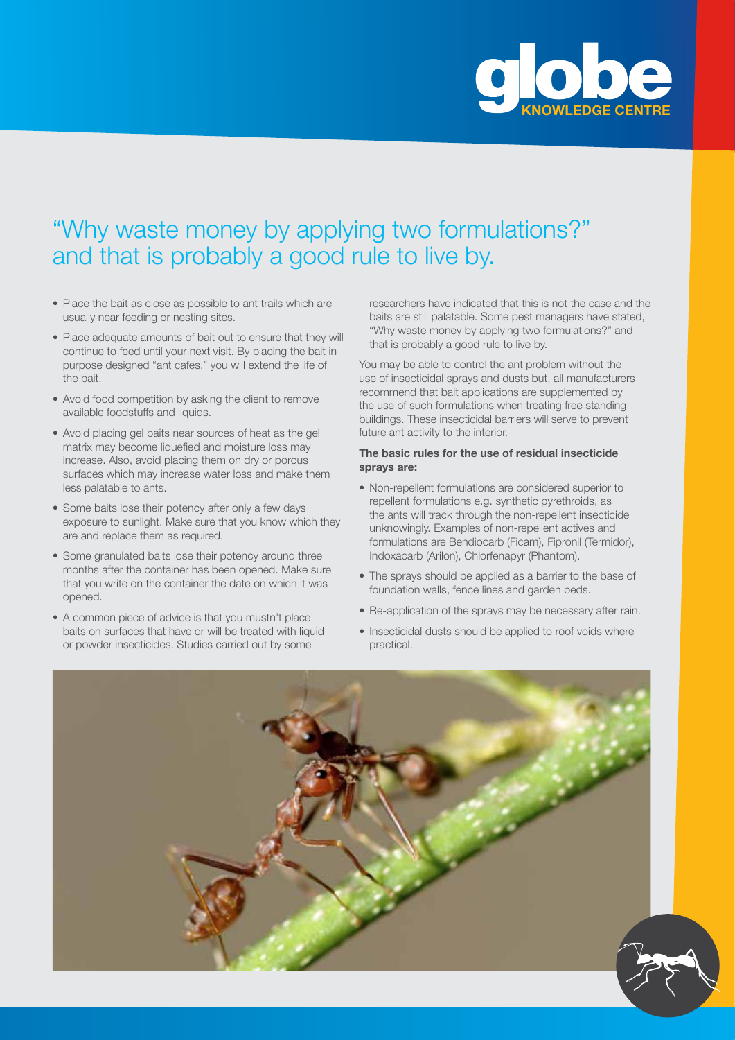## "Why waste money by applying two formulations?" and that is probably a good rule to live by.

- Place the bait as close as possible to ant trails which are usually near feeding or nesting sites.
- Place adequate amounts of bait out to ensure that they will continue to feed until your next visit. By placing the bait in purpose designed "ant cafes," you will extend the life of the bait.
- Avoid food competition by asking the client to remove available foodstuffs and liquids.
- Avoid placing gel baits near sources of heat as the gel matrix may become liquefied and moisture loss may increase. Also, avoid placing them on dry or porous surfaces which may increase water loss and make them less palatable to ants.
- Some baits lose their potency after only a few days exposure to sunlight. Make sure that you know which they are and replace them as required.
- Some granulated baits lose their potency around three months after the container has been opened. Make sure that you write on the container the date on which it was opened.
- A common piece of advice is that you mustn't place baits on surfaces that have or will be treated with liquid or powder insecticides. Studies carried out by some researchers have indicated that this is not the case and the baits are still palatable. Some pest managers have stated, "Why waste money by applying two formulations?" and that is probably a good rule to live by.

You may be able to control the ant problem without the use of insecticidal sprays and dusts but, all manufacturers recommend that bait applications are supplemented by the use of such formulations when treating free standing buildings. These insecticidal barriers will serve to prevent future ant activity to the interior.

**The basic rules for the use of residual insecticide sprays are:**

- Non-repellent formulations are considered superior to repellent formulations e.g. synthetic pyrethroids, as the ants will track through the non-repellent insecticide unknowingly. Examples of non-repellent actives and formulations are Bendiocarb (Ficam), Fipronil (Termidor), Indoxacarb (Arilon), Chlorfenapyr (Phantom).
- The sprays should be applied as a barrier to the base of foundation walls, fence lines and garden beds.
- Re-application of the sprays may be necessary after rain.
- Insecticidal dusts should be applied to roof voids where practical.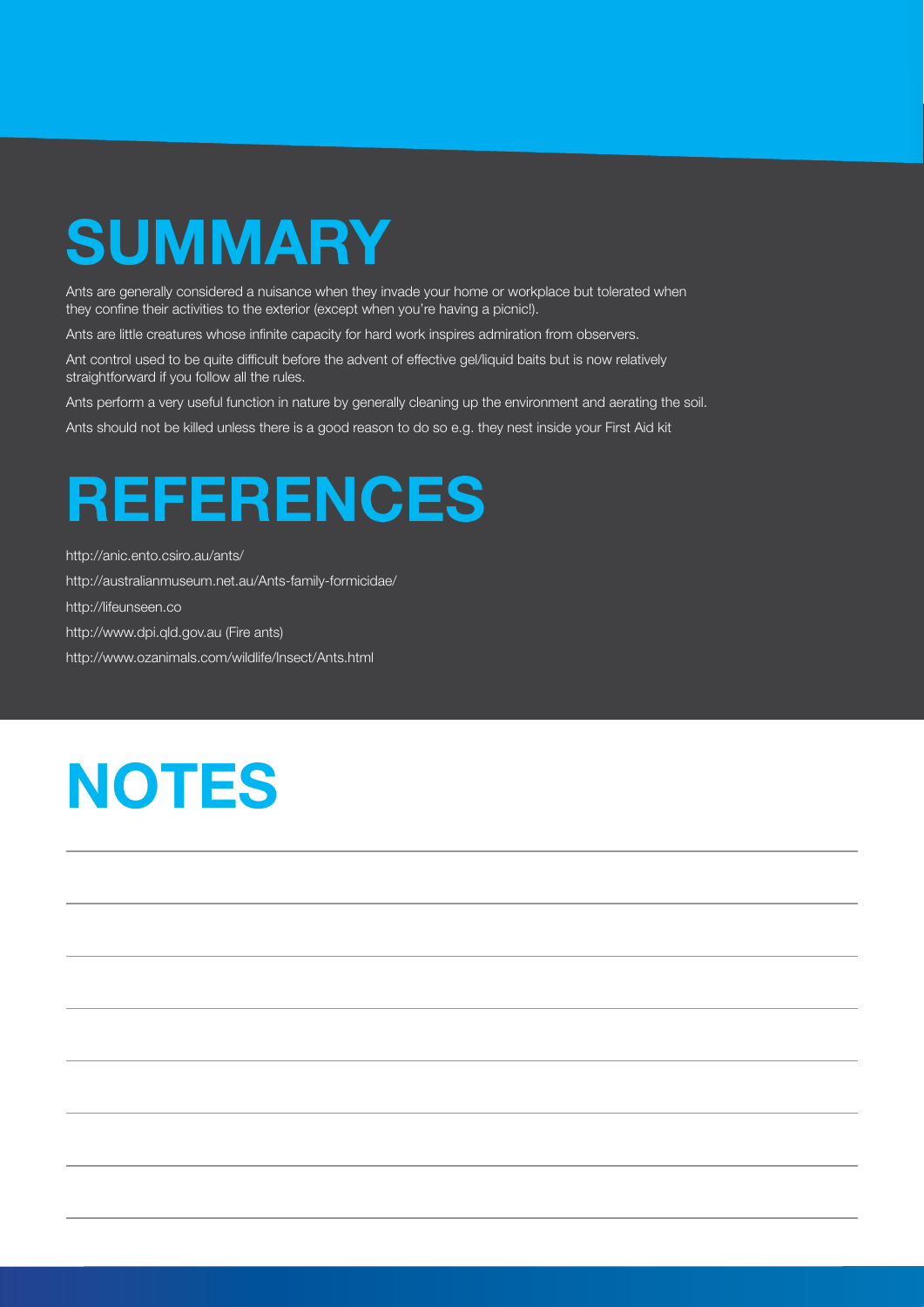# SUMMARY

Ants are generally considered a nuisance when they invade your home or workplace but tolerated when they confine their activities to the exterior (except when you're having a picnic!).

Ants are little creatures whose infinite capacity for hard work inspires admiration from observers.

Ant control used to be quite difficult before the advent of effective gel/liquid baits but is now relatively straightforward if you follow all the rules.

Ants perform a very useful function in nature by generally cleaning up the environment and aerating the soil.

Ants should not be killed unless there is a good reason to do so e.g. they nest inside your First Aid kit

# REFERENCES

http://anic.ento.csiro.au/ants/

http://australianmuseum.net.au/Ants-family-formicidae/

http://lifeunseen.co

http://www.dpi.qld.gov.au (Fire ants)

http://www.ozanimals.com/wildlife/Insect/Ants.html

# NOTES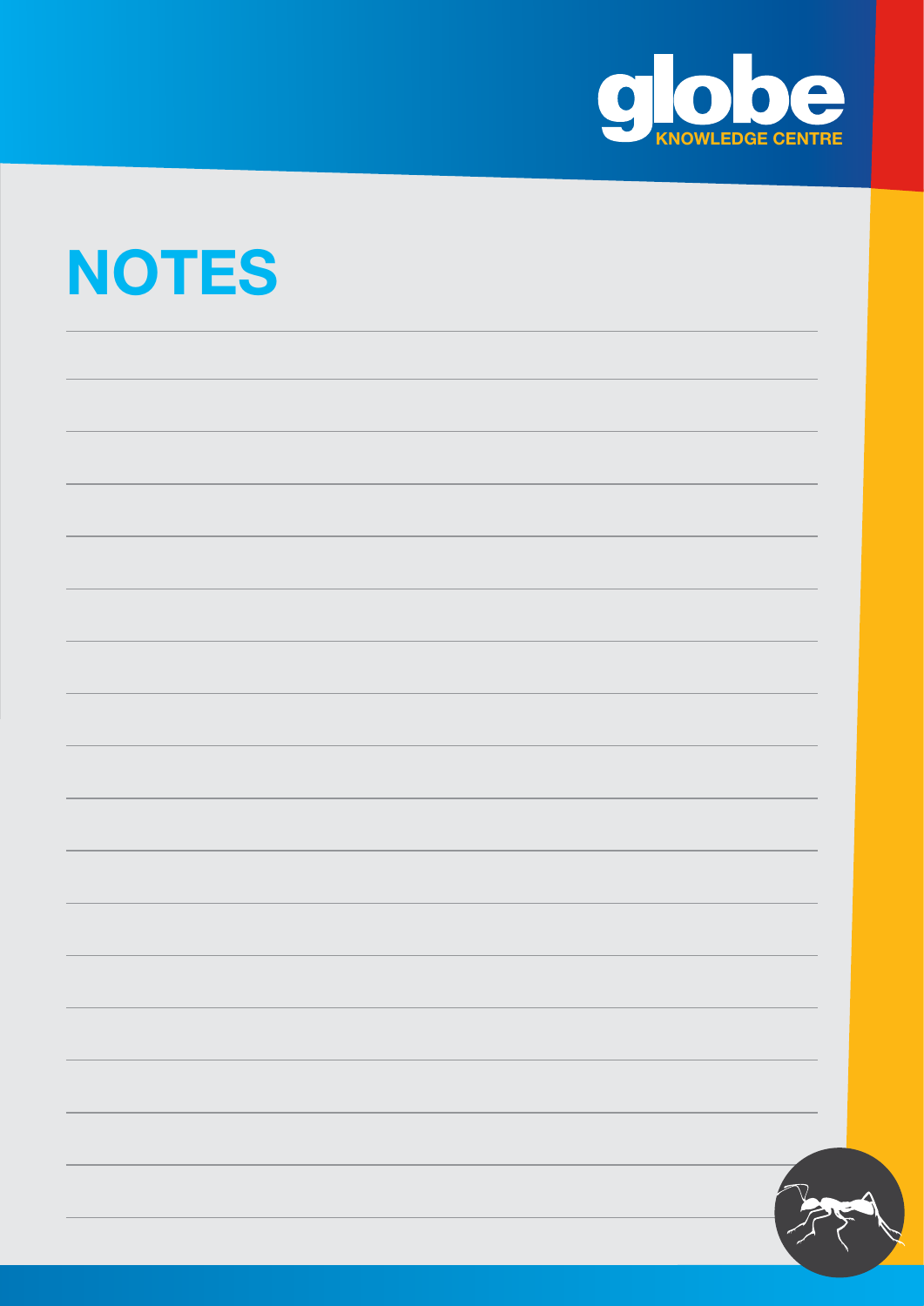# NOTES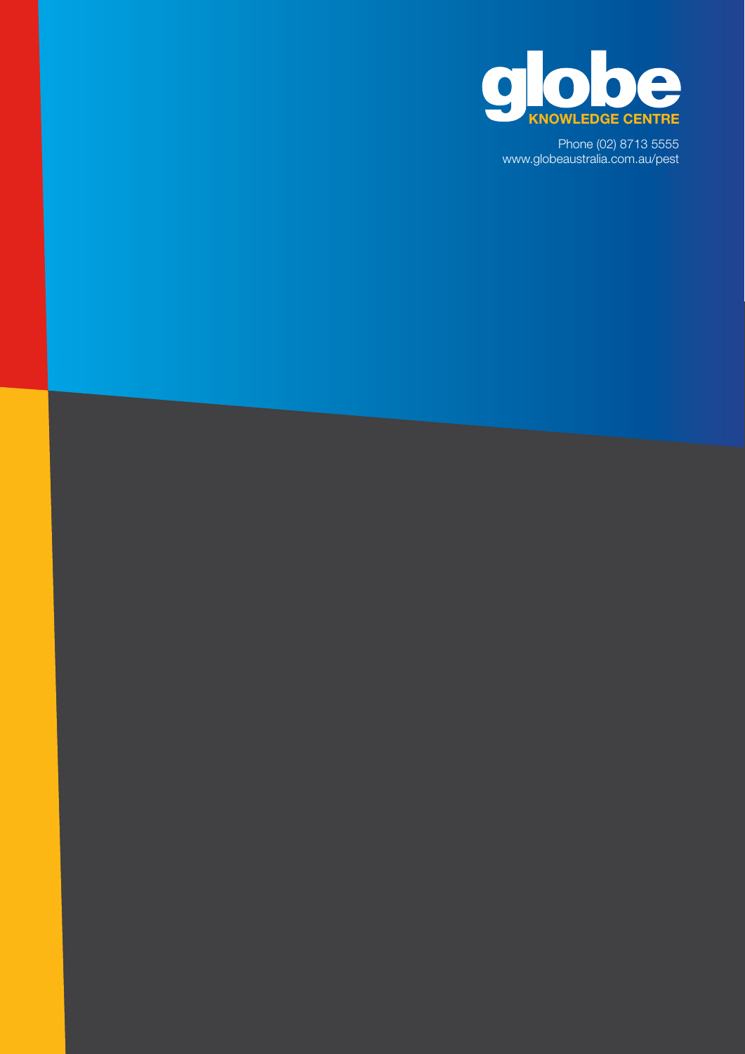globe

KNOWLEDGE CENTRE

Phone (02) 8713 5555
www.globeaustralia.com.au/pest